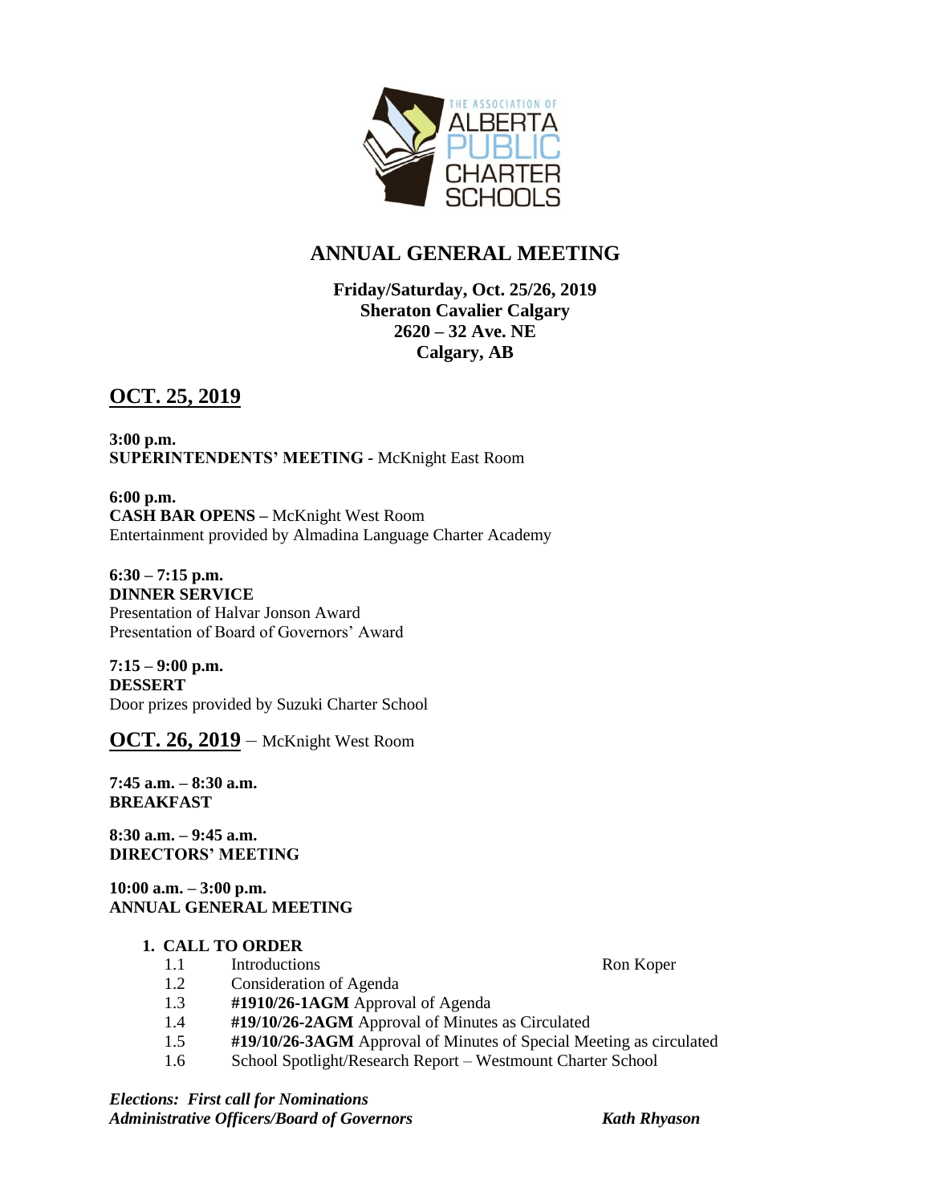THE ASSOCIATION OF ALBERTA PUBLIC CHARTER SCHOOLS

# ANNUAL GENERAL MEETING

**Friday/Saturday, Oct. 25/26, 2019**
**Sheraton Cavalier Calgary**
**2620 – 32 Ave. NE**
**Calgary, AB**

## OCT. 25, 2019

**3:00 p.m.**
**SUPERINTENDENTS' MEETING -** McKnight East Room

**6:00 p.m.**
**CASH BAR OPENS –** McKnight West Room
Entertainment provided by Almadina Language Charter Academy

**6:30 – 7:15 p.m.**
**DINNER SERVICE**
Presentation of Halvar Jonson Award
Presentation of Board of Governors' Award

**7:15 – 9:00 p.m.**
**DESSERT**
Door prizes provided by Suzuki Charter School

## OCT. 26, 2019 – McKnight West Room

**7:45 a.m. – 8:30 a.m.**
**BREAKFAST**

**8:30 a.m. – 9:45 a.m.**
**DIRECTORS' MEETING**

**10:00 a.m. – 3:00 p.m.**
**ANNUAL GENERAL MEETING**

1. **CALL TO ORDER**
   - 1.1 Introductions — Ron Koper
   - 1.2 Consideration of Agenda
   - 1.3 **#1910/26-1AGM** Approval of Agenda
   - 1.4 **#19/10/26-2AGM** Approval of Minutes as Circulated
   - 1.5 **#19/10/26-3AGM** Approval of Minutes of Special Meeting as circulated
   - 1.6 School Spotlight/Research Report – Westmount Charter School

***Elections: First call for Nominations***
***Administrative Officers/Board of Governors*** — ***Kath Rhyason***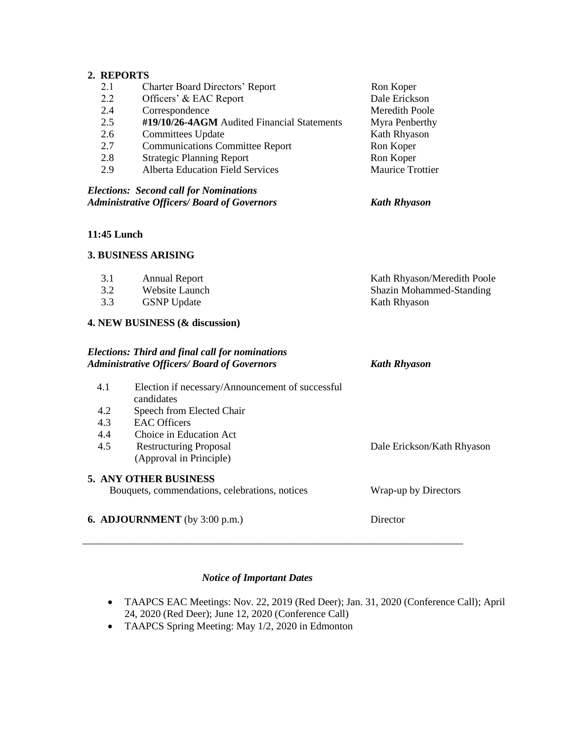## 2. REPORTS

| | | |
|---|---|---|
| 2.1 | Charter Board Directors' Report | Ron Koper |
| 2.2 | Officers' & EAC Report | Dale Erickson |
| 2.4 | Correspondence | Meredith Poole |
| 2.5 | **#19/10/26-4AGM** Audited Financial Statements | Myra Penberthy |
| 2.6 | Committees Update | Kath Rhyason |
| 2.7 | Communications Committee Report | Ron Koper |
| 2.8 | Strategic Planning Report | Ron Koper |
| 2.9 | Alberta Education Field Services | Maurice Trottier |

***Elections: Second call for Nominations***
***Administrative Officers/ Board of Governors*** — ***Kath Rhyason***

**11:45 Lunch**

## 3. BUSINESS ARISING

| | | |
|---|---|---|
| 3.1 | Annual Report | Kath Rhyason/Meredith Poole |
| 3.2 | Website Launch | Shazin Mohammed-Standing |
| 3.3 | GSNP Update | Kath Rhyason |

## 4. NEW BUSINESS (& discussion)

***Elections: Third and final call for nominations***
***Administrative Officers/ Board of Governors*** — ***Kath Rhyason***

| | | |
|---|---|---|
| 4.1 | Election if necessary/Announcement of successful candidates | |
| 4.2 | Speech from Elected Chair | |
| 4.3 | EAC Officers | |
| 4.4 | Choice in Education Act | |
| 4.5 | Restructuring Proposal (Approval in Principle) | Dale Erickson/Kath Rhyason |

## 5. ANY OTHER BUSINESS

Bouquets, commendations, celebrations, notices — Wrap-up by Directors

## 6. ADJOURNMENT (by 3:00 p.m.)

Director

---

*Notice of Important Dates*

- TAAPCS EAC Meetings: Nov. 22, 2019 (Red Deer); Jan. 31, 2020 (Conference Call); April 24, 2020 (Red Deer); June 12, 2020 (Conference Call)
- TAAPCS Spring Meeting: May 1/2, 2020 in Edmonton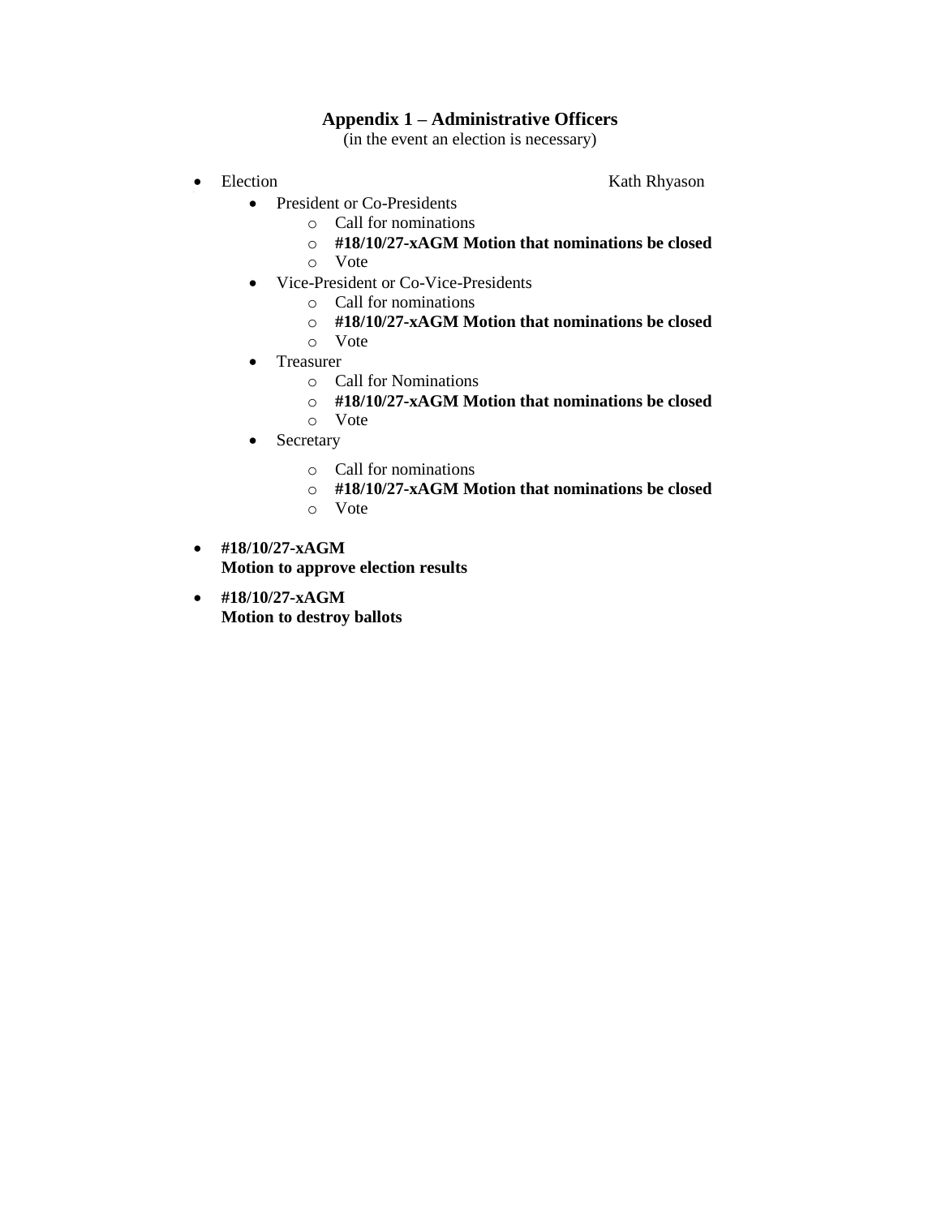# **Appendix 1 – Administrative Officers**

(in the event an election is necessary)

- Election Kath Rhyason
    - President or Co-Presidents
        - Call for nominations
        - **#18/10/27-xAGM Motion that nominations be closed**
        - Vote
    - Vice-President or Co-Vice-Presidents
        - Call for nominations
        - **#18/10/27-xAGM Motion that nominations be closed**
        - Vote
    - Treasurer
        - Call for Nominations
        - **#18/10/27-xAGM Motion that nominations be closed**
        - Vote
    - Secretary
        - Call for nominations
        - **#18/10/27-xAGM Motion that nominations be closed**
        - Vote

- **#18/10/27-xAGM**
  **Motion to approve election results**

- **#18/10/27-xAGM**
  **Motion to destroy ballots**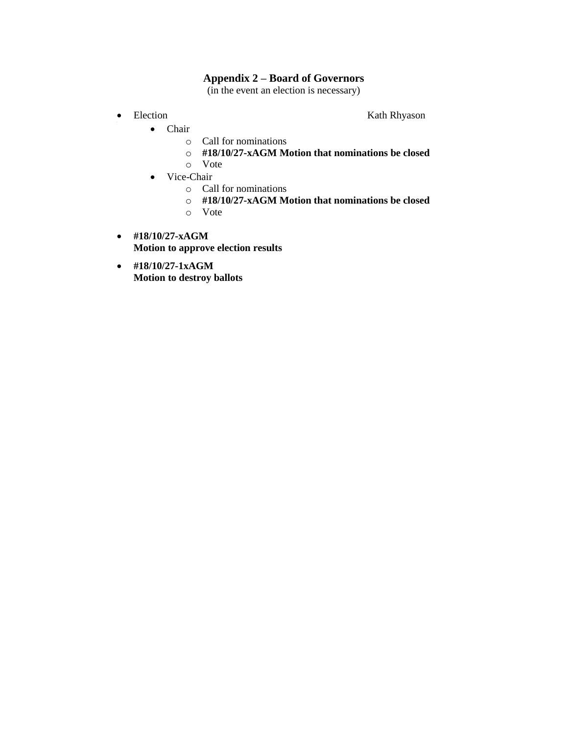## Appendix 2 – Board of Governors

(in the event an election is necessary)

- Election Kath Rhyason
  - Chair
    - Call for nominations
    - **#18/10/27-xAGM Motion that nominations be closed**
    - Vote
  - Vice-Chair
    - Call for nominations
    - **#18/10/27-xAGM Motion that nominations be closed**
    - Vote

- **#18/10/27-xAGM**
  **Motion to approve election results**

- **#18/10/27-1xAGM**
  **Motion to destroy ballots**